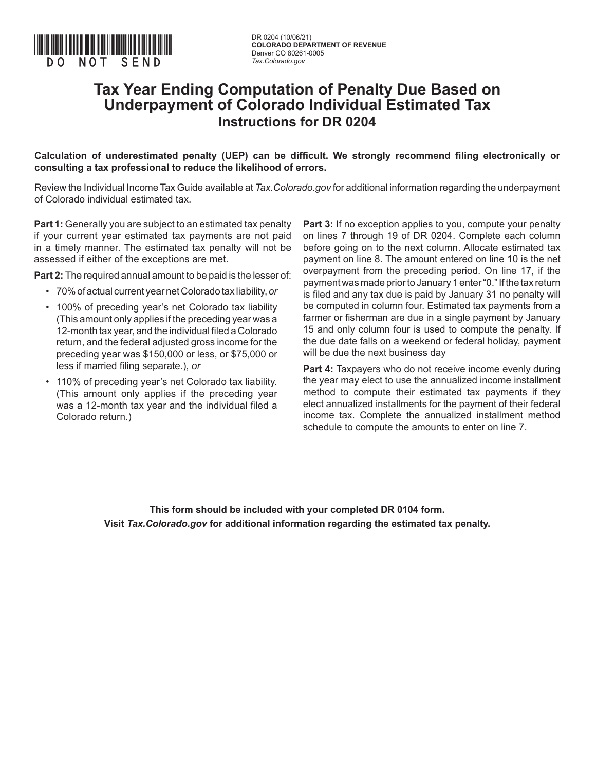DO NOT SEND

DR 0204 (10/06/21)
**COLORADO DEPARTMENT OF REVENUE**
Denver CO 80261-0005
*Tax.Colorado.gov*

# Tax Year Ending Computation of Penalty Due Based on Underpayment of Colorado Individual Estimated Tax

## Instructions for DR 0204

**Calculation of underestimated penalty (UEP) can be difficult. We strongly recommend filing electronically or consulting a tax professional to reduce the likelihood of errors.**

Review the Individual Income Tax Guide available at *Tax.Colorado.gov* for additional information regarding the underpayment of Colorado individual estimated tax.

**Part 1:** Generally you are subject to an estimated tax penalty if your current year estimated tax payments are not paid in a timely manner. The estimated tax penalty will not be assessed if either of the exceptions are met.

**Part 2:** The required annual amount to be paid is the lesser of:

- 70% of actual current year net Colorado tax liability, *or*
- 100% of preceding year's net Colorado tax liability (This amount only applies if the preceding year was a 12-month tax year, and the individual filed a Colorado return, and the federal adjusted gross income for the preceding year was $150,000 or less, or $75,000 or less if married filing separate.), *or*
- 110% of preceding year's net Colorado tax liability. (This amount only applies if the preceding year was a 12-month tax year and the individual filed a Colorado return.)

**Part 3:** If no exception applies to you, compute your penalty on lines 7 through 19 of DR 0204. Complete each column before going on to the next column. Allocate estimated tax payment on line 8. The amount entered on line 10 is the net overpayment from the preceding period. On line 17, if the payment was made prior to January 1 enter "0." If the tax return is filed and any tax due is paid by January 31 no penalty will be computed in column four. Estimated tax payments from a farmer or fisherman are due in a single payment by January 15 and only column four is used to compute the penalty. If the due date falls on a weekend or federal holiday, payment will be due the next business day

**Part 4:** Taxpayers who do not receive income evenly during the year may elect to use the annualized income installment method to compute their estimated tax payments if they elect annualized installments for the payment of their federal income tax. Complete the annualized installment method schedule to compute the amounts to enter on line 7.

**This form should be included with your completed DR 0104 form.**
**Visit *Tax.Colorado.gov* for additional information regarding the estimated tax penalty.**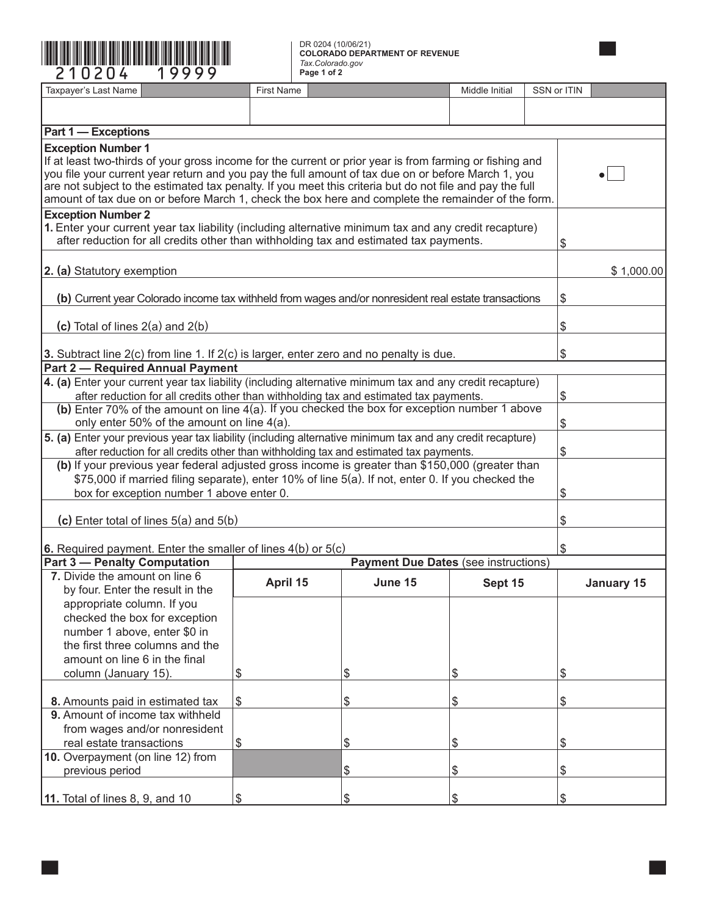210204 19999

DR 0204 (10/06/21)
**COLORADO DEPARTMENT OF REVENUE**
*Tax.Colorado.gov*
**Page 1 of 2**

| Taxpayer's Last Name | First Name | Middle Initial | SSN or ITIN |
|---|---|---|---|
| | | | |

## Part 1 — Exceptions

| | |
|---|---|
| **Exception Number 1**<br>If at least two-thirds of your gross income for the current or prior year is from farming or fishing and you file your current year return and you pay the full amount of tax due on or before March 1, you are not subject to the estimated tax penalty. If you meet this criteria but do not file and pay the full amount of tax due on or before March 1, check the box here and complete the remainder of the form. | ☐ |
| **Exception Number 2**<br>**1.** Enter your current year tax liability (including alternative minimum tax and any credit recapture) after reduction for all credits other than withholding tax and estimated tax payments. | $ |
| **2. (a)** Statutory exemption | $ 1,000.00 |
| **(b)** Current year Colorado income tax withheld from wages and/or nonresident real estate transactions | $ |
| **(c)** Total of lines 2(a) and 2(b) | $ |
| **3.** Subtract line 2(c) from line 1. If 2(c) is larger, enter zero and no penalty is due. | $ |

## Part 2 — Required Annual Payment

| | |
|---|---|
| **4. (a)** Enter your current year tax liability (including alternative minimum tax and any credit recapture) after reduction for all credits other than withholding tax and estimated tax payments. | $ |
| **(b)** Enter 70% of the amount on line 4(a). If you checked the box for exception number 1 above only enter 50% of the amount on line 4(a). | $ |
| **5. (a)** Enter your previous year tax liability (including alternative minimum tax and any credit recapture) after reduction for all credits other than withholding tax and estimated tax payments. | $ |
| **(b)** If your previous year federal adjusted gross income is greater than $150,000 (greater than $75,000 if married filing separate), enter 10% of line 5(a). If not, enter 0. If you checked the box for exception number 1 above enter 0. | $ |
| **(c)** Enter total of lines 5(a) and 5(b) | $ |
| **6.** Required payment. Enter the smaller of lines 4(b) or 5(c) | $ |

## Part 3 — Penalty Computation

| | Payment Due Dates (see instructions) | | | |
|---|---|---|---|---|
| | **April 15** | **June 15** | **Sept 15** | **January 15** |
| **7.** Divide the amount on line 6 by four. Enter the result in the appropriate column. If you checked the box for exception number 1 above, enter $0 in the first three columns and the amount on line 6 in the final column (January 15). | $ | $ | $ | $ |
| **8.** Amounts paid in estimated tax | $ | $ | $ | $ |
| **9.** Amount of income tax withheld from wages and/or nonresident real estate transactions | $ | $ | $ | $ |
| **10.** Overpayment (on line 12) from previous period | | $ | $ | $ |
| **11.** Total of lines 8, 9, and 10 | $ | $ | $ | $ |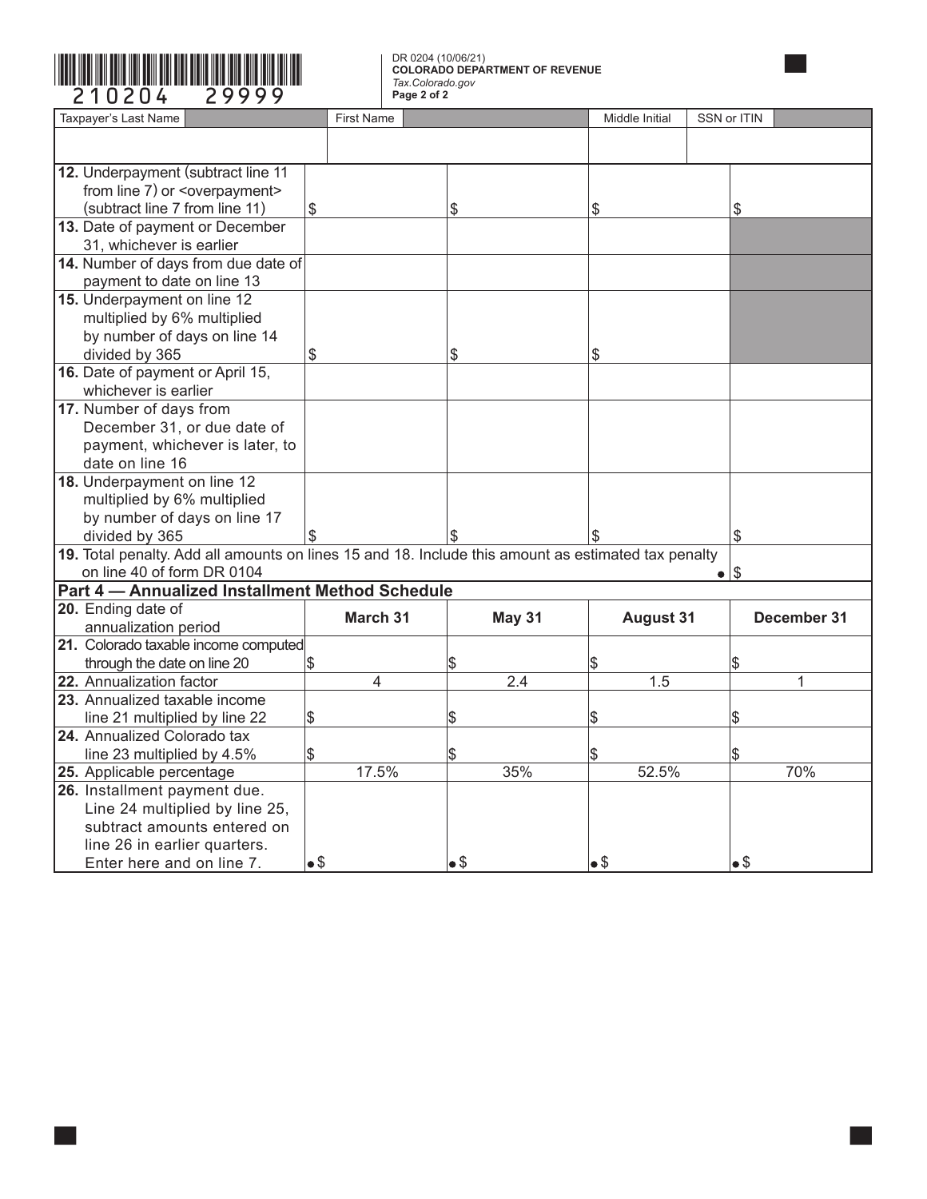210204 29999

DR 0204 (10/06/21)
**COLORADO DEPARTMENT OF REVENUE**
*Tax.Colorado.gov*
**Page 2 of 2**

| Taxpayer's Last Name | First Name | Middle Initial | SSN or ITIN |
|---|---|---|---|
| | | | |

| | | | | |
|---|---|---|---|---|
| **12.** Underpayment (subtract line 11 from line 7) or <overpayment> (subtract line 7 from line 11) | $ | $ | $ | $ |
| **13.** Date of payment or December 31, whichever is earlier | | | | |
| **14.** Number of days from due date of payment to date on line 13 | | | | |
| **15.** Underpayment on line 12 multiplied by 6% multiplied by number of days on line 14 divided by 365 | $ | $ | $ | |
| **16.** Date of payment or April 15, whichever is earlier | | | | |
| **17.** Number of days from December 31, or due date of payment, whichever is later, to date on line 16 | | | | |
| **18.** Underpayment on line 12 multiplied by 6% multiplied by number of days on line 17 divided by 365 | $ | $ | $ | $ |
| **19.** Total penalty. Add all amounts on lines 15 and 18. Include this amount as estimated tax penalty on line 40 of form DR 0104 | | | | • $ |

## Part 4 — Annualized Installment Method Schedule

| | | | | |
|---|---|---|---|---|
| **20.** Ending date of annualization period | **March 31** | **May 31** | **August 31** | **December 31** |
| **21.** Colorado taxable income computed through the date on line 20 | $ | $ | $ | $ |
| **22.** Annualization factor | 4 | 2.4 | 1.5 | 1 |
| **23.** Annualized taxable income line 21 multiplied by line 22 | $ | $ | $ | $ |
| **24.** Annualized Colorado tax line 23 multiplied by 4.5% | $ | $ | $ | $ |
| **25.** Applicable percentage | 17.5% | 35% | 52.5% | 70% |
| **26.** Installment payment due. Line 24 multiplied by line 25, subtract amounts entered on line 26 in earlier quarters. Enter here and on line 7. | • $ | • $ | • $ | • $ |